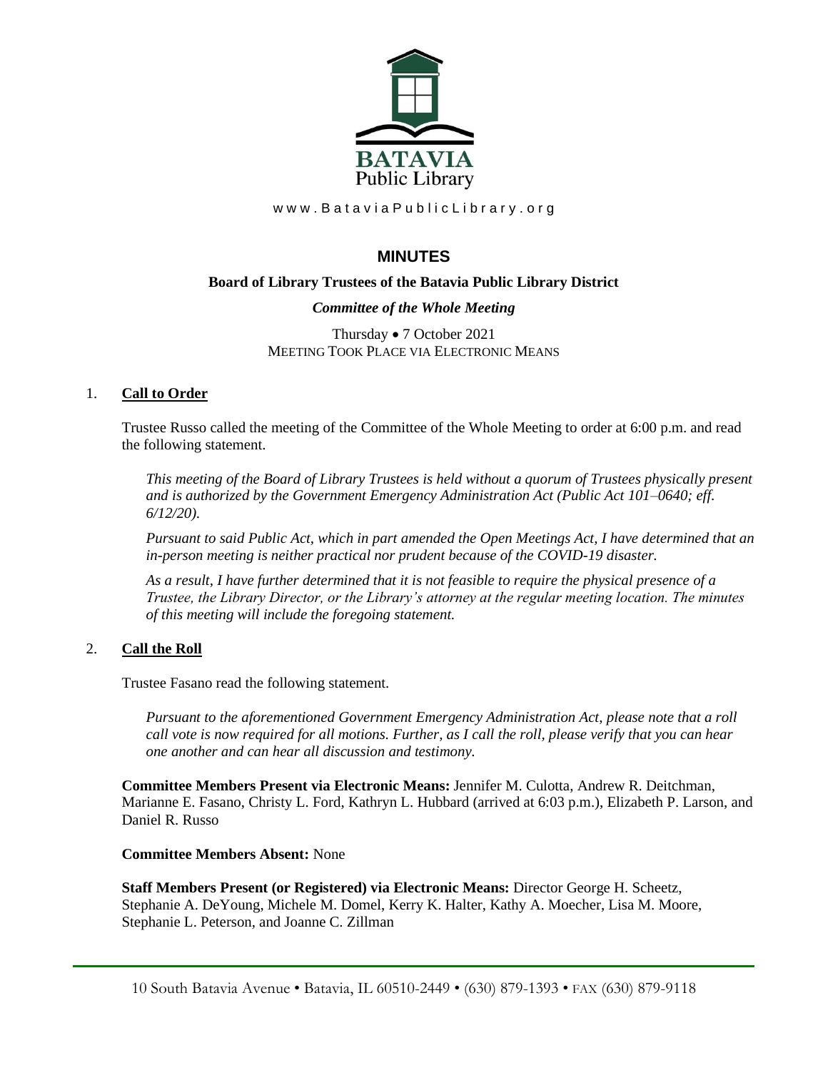BATAVIA Public Library

www.BataviaPublicLibrary.org

# MINUTES

**Board of Library Trustees of the Batavia Public Library District**

***Committee of the Whole Meeting***

Thursday • 7 October 2021
MEETING TOOK PLACE VIA ELECTRONIC MEANS

1. **Call to Order**

   Trustee Russo called the meeting of the Committee of the Whole Meeting to order at 6:00 p.m. and read the following statement.

   *This meeting of the Board of Library Trustees is held without a quorum of Trustees physically present and is authorized by the Government Emergency Administration Act (Public Act 101–0640; eff. 6/12/20).*

   *Pursuant to said Public Act, which in part amended the Open Meetings Act, I have determined that an in-person meeting is neither practical nor prudent because of the COVID-19 disaster.*

   *As a result, I have further determined that it is not feasible to require the physical presence of a Trustee, the Library Director, or the Library's attorney at the regular meeting location. The minutes of this meeting will include the foregoing statement.*

2. **Call the Roll**

   Trustee Fasano read the following statement.

   *Pursuant to the aforementioned Government Emergency Administration Act, please note that a roll call vote is now required for all motions. Further, as I call the roll, please verify that you can hear one another and can hear all discussion and testimony.*

   **Committee Members Present via Electronic Means:** Jennifer M. Culotta, Andrew R. Deitchman, Marianne E. Fasano, Christy L. Ford, Kathryn L. Hubbard (arrived at 6:03 p.m.), Elizabeth P. Larson, and Daniel R. Russo

   **Committee Members Absent:** None

   **Staff Members Present (or Registered) via Electronic Means:** Director George H. Scheetz, Stephanie A. DeYoung, Michele M. Domel, Kerry K. Halter, Kathy A. Moecher, Lisa M. Moore, Stephanie L. Peterson, and Joanne C. Zillman

10 South Batavia Avenue • Batavia, IL 60510-2449 • (630) 879-1393 • FAX (630) 879-9118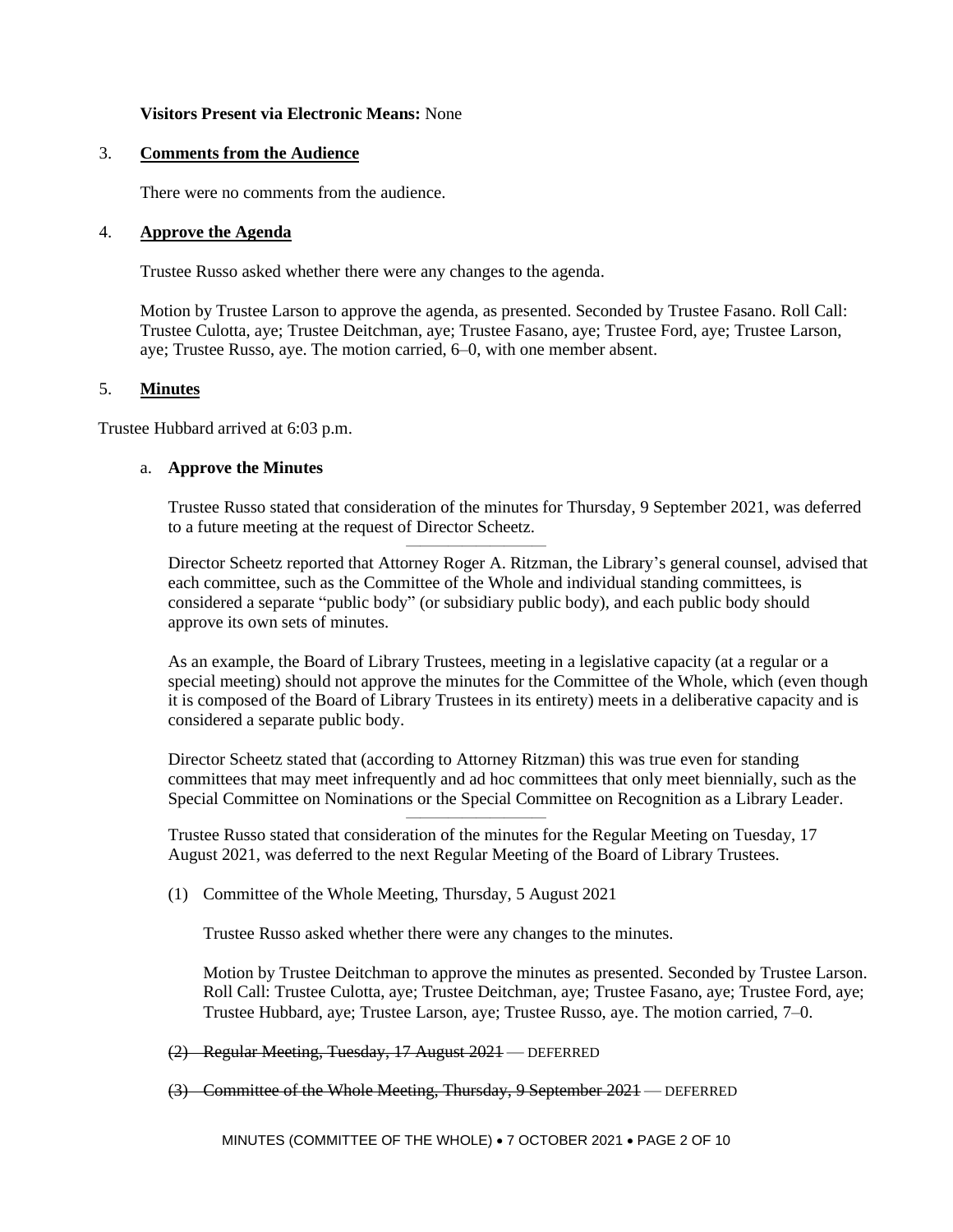**Visitors Present via Electronic Means:** None

3. **Comments from the Audience**

   There were no comments from the audience.

4. **Approve the Agenda**

   Trustee Russo asked whether there were any changes to the agenda.

   Motion by Trustee Larson to approve the agenda, as presented. Seconded by Trustee Fasano. Roll Call: Trustee Culotta, aye; Trustee Deitchman, aye; Trustee Fasano, aye; Trustee Ford, aye; Trustee Larson, aye; Trustee Russo, aye. The motion carried, 6–0, with one member absent.

5. **Minutes**

Trustee Hubbard arrived at 6:03 p.m.

a. **Approve the Minutes**

   Trustee Russo stated that consideration of the minutes for Thursday, 9 September 2021, was deferred to a future meeting at the request of Director Scheetz.

   ---

   Director Scheetz reported that Attorney Roger A. Ritzman, the Library's general counsel, advised that each committee, such as the Committee of the Whole and individual standing committees, is considered a separate "public body" (or subsidiary public body), and each public body should approve its own sets of minutes.

   As an example, the Board of Library Trustees, meeting in a legislative capacity (at a regular or a special meeting) should not approve the minutes for the Committee of the Whole, which (even though it is composed of the Board of Library Trustees in its entirety) meets in a deliberative capacity and is considered a separate public body.

   Director Scheetz stated that (according to Attorney Ritzman) this was true even for standing committees that may meet infrequently and ad hoc committees that only meet biennially, such as the Special Committee on Nominations or the Special Committee on Recognition as a Library Leader.

   ---

   Trustee Russo stated that consideration of the minutes for the Regular Meeting on Tuesday, 17 August 2021, was deferred to the next Regular Meeting of the Board of Library Trustees.

   (1) Committee of the Whole Meeting, Thursday, 5 August 2021

   Trustee Russo asked whether there were any changes to the minutes.

   Motion by Trustee Deitchman to approve the minutes as presented. Seconded by Trustee Larson. Roll Call: Trustee Culotta, aye; Trustee Deitchman, aye; Trustee Fasano, aye; Trustee Ford, aye; Trustee Hubbard, aye; Trustee Larson, aye; Trustee Russo, aye. The motion carried, 7–0.

   ~~(2) Regular Meeting, Tuesday, 17 August 2021~~ — DEFERRED

   ~~(3) Committee of the Whole Meeting, Thursday, 9 September 2021~~ — DEFERRED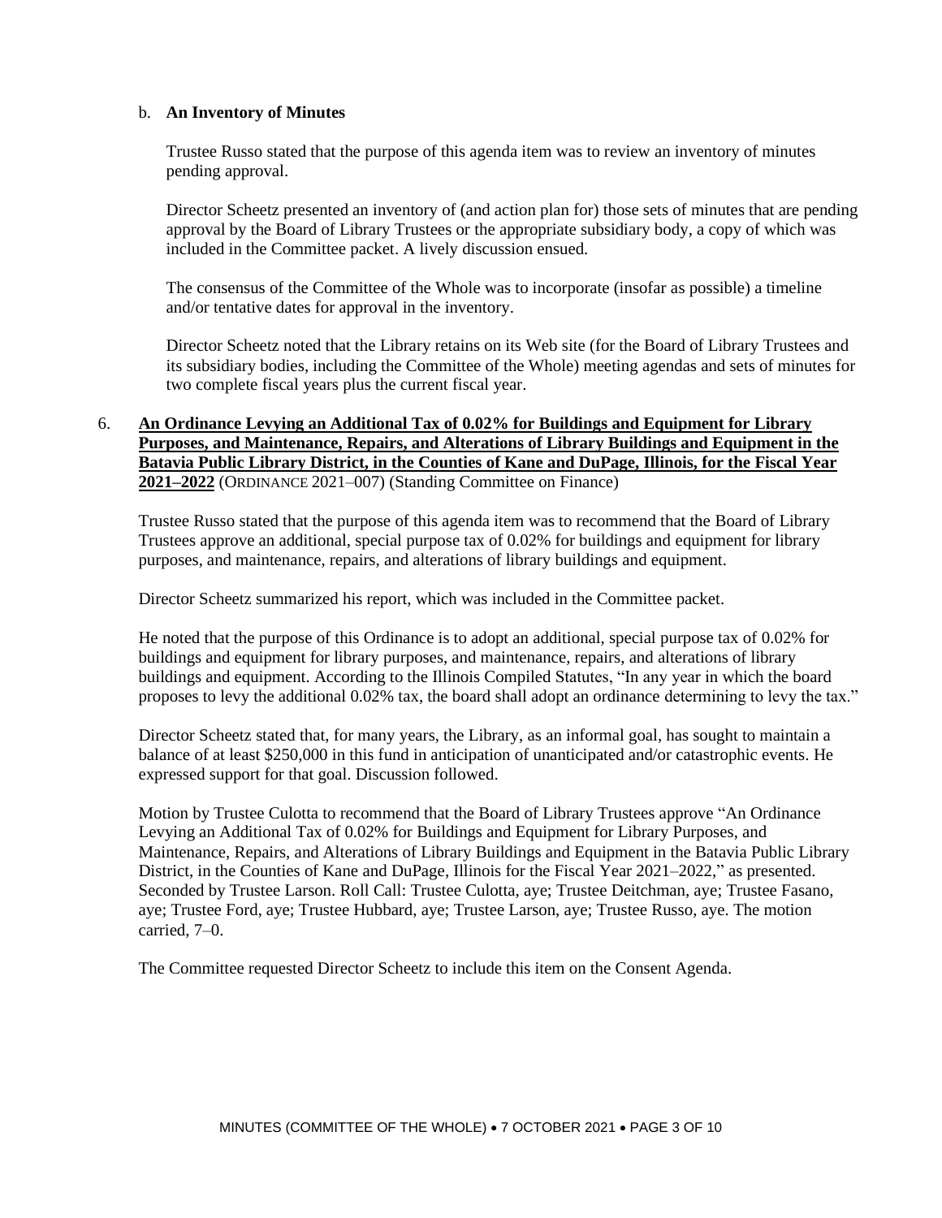b. **An Inventory of Minutes**

Trustee Russo stated that the purpose of this agenda item was to review an inventory of minutes pending approval.

Director Scheetz presented an inventory of (and action plan for) those sets of minutes that are pending approval by the Board of Library Trustees or the appropriate subsidiary body, a copy of which was included in the Committee packet. A lively discussion ensued.

The consensus of the Committee of the Whole was to incorporate (insofar as possible) a timeline and/or tentative dates for approval in the inventory.

Director Scheetz noted that the Library retains on its Web site (for the Board of Library Trustees and its subsidiary bodies, including the Committee of the Whole) meeting agendas and sets of minutes for two complete fiscal years plus the current fiscal year.

6. **An Ordinance Levying an Additional Tax of 0.02% for Buildings and Equipment for Library Purposes, and Maintenance, Repairs, and Alterations of Library Buildings and Equipment in the Batavia Public Library District, in the Counties of Kane and DuPage, Illinois, for the Fiscal Year 2021–2022** (ORDINANCE 2021–007) (Standing Committee on Finance)

Trustee Russo stated that the purpose of this agenda item was to recommend that the Board of Library Trustees approve an additional, special purpose tax of 0.02% for buildings and equipment for library purposes, and maintenance, repairs, and alterations of library buildings and equipment.

Director Scheetz summarized his report, which was included in the Committee packet.

He noted that the purpose of this Ordinance is to adopt an additional, special purpose tax of 0.02% for buildings and equipment for library purposes, and maintenance, repairs, and alterations of library buildings and equipment. According to the Illinois Compiled Statutes, "In any year in which the board proposes to levy the additional 0.02% tax, the board shall adopt an ordinance determining to levy the tax."

Director Scheetz stated that, for many years, the Library, as an informal goal, has sought to maintain a balance of at least $250,000 in this fund in anticipation of unanticipated and/or catastrophic events. He expressed support for that goal. Discussion followed.

Motion by Trustee Culotta to recommend that the Board of Library Trustees approve "An Ordinance Levying an Additional Tax of 0.02% for Buildings and Equipment for Library Purposes, and Maintenance, Repairs, and Alterations of Library Buildings and Equipment in the Batavia Public Library District, in the Counties of Kane and DuPage, Illinois for the Fiscal Year 2021–2022," as presented. Seconded by Trustee Larson. Roll Call: Trustee Culotta, aye; Trustee Deitchman, aye; Trustee Fasano, aye; Trustee Ford, aye; Trustee Hubbard, aye; Trustee Larson, aye; Trustee Russo, aye. The motion carried, 7–0.

The Committee requested Director Scheetz to include this item on the Consent Agenda.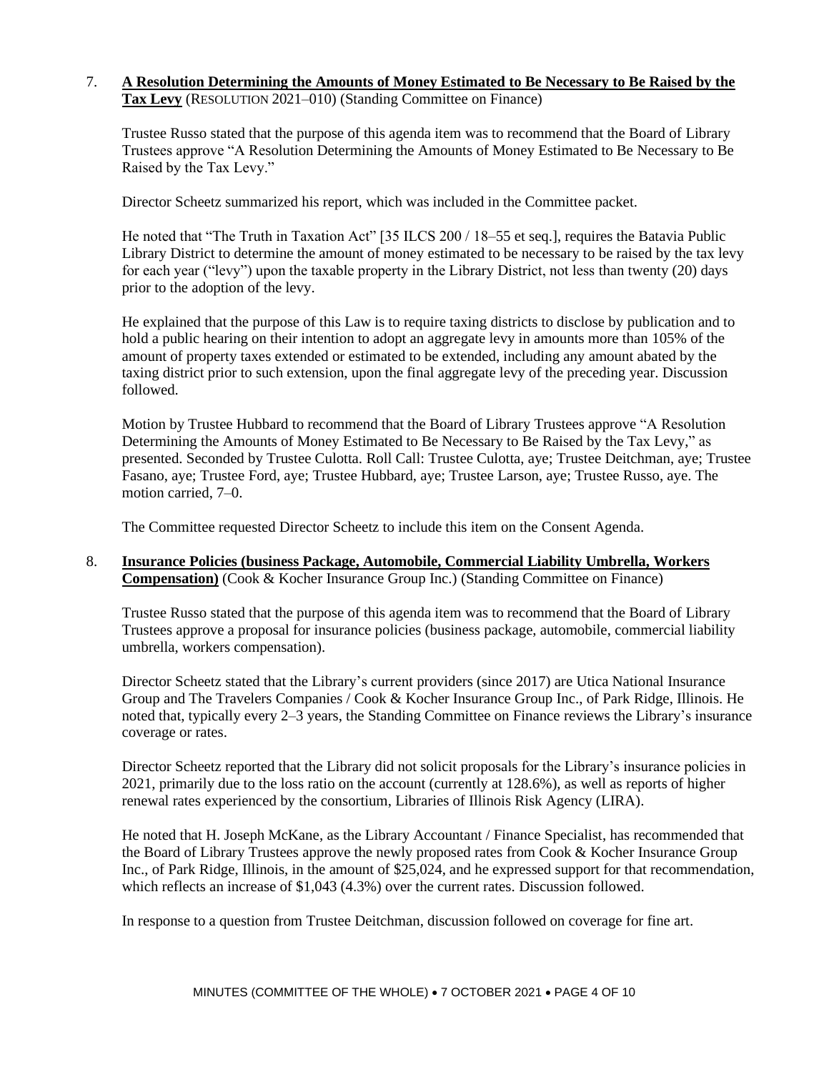7. **A Resolution Determining the Amounts of Money Estimated to Be Necessary to Be Raised by the Tax Levy** (RESOLUTION 2021–010) (Standing Committee on Finance)

   Trustee Russo stated that the purpose of this agenda item was to recommend that the Board of Library Trustees approve "A Resolution Determining the Amounts of Money Estimated to Be Necessary to Be Raised by the Tax Levy."

   Director Scheetz summarized his report, which was included in the Committee packet.

   He noted that "The Truth in Taxation Act" [35 ILCS 200 / 18–55 et seq.], requires the Batavia Public Library District to determine the amount of money estimated to be necessary to be raised by the tax levy for each year ("levy") upon the taxable property in the Library District, not less than twenty (20) days prior to the adoption of the levy.

   He explained that the purpose of this Law is to require taxing districts to disclose by publication and to hold a public hearing on their intention to adopt an aggregate levy in amounts more than 105% of the amount of property taxes extended or estimated to be extended, including any amount abated by the taxing district prior to such extension, upon the final aggregate levy of the preceding year. Discussion followed.

   Motion by Trustee Hubbard to recommend that the Board of Library Trustees approve "A Resolution Determining the Amounts of Money Estimated to Be Necessary to Be Raised by the Tax Levy," as presented. Seconded by Trustee Culotta. Roll Call: Trustee Culotta, aye; Trustee Deitchman, aye; Trustee Fasano, aye; Trustee Ford, aye; Trustee Hubbard, aye; Trustee Larson, aye; Trustee Russo, aye. The motion carried, 7–0.

   The Committee requested Director Scheetz to include this item on the Consent Agenda.

8. **Insurance Policies (business Package, Automobile, Commercial Liability Umbrella, Workers Compensation)** (Cook & Kocher Insurance Group Inc.) (Standing Committee on Finance)

   Trustee Russo stated that the purpose of this agenda item was to recommend that the Board of Library Trustees approve a proposal for insurance policies (business package, automobile, commercial liability umbrella, workers compensation).

   Director Scheetz stated that the Library's current providers (since 2017) are Utica National Insurance Group and The Travelers Companies / Cook & Kocher Insurance Group Inc., of Park Ridge, Illinois. He noted that, typically every 2–3 years, the Standing Committee on Finance reviews the Library's insurance coverage or rates.

   Director Scheetz reported that the Library did not solicit proposals for the Library's insurance policies in 2021, primarily due to the loss ratio on the account (currently at 128.6%), as well as reports of higher renewal rates experienced by the consortium, Libraries of Illinois Risk Agency (LIRA).

   He noted that H. Joseph McKane, as the Library Accountant / Finance Specialist, has recommended that the Board of Library Trustees approve the newly proposed rates from Cook & Kocher Insurance Group Inc., of Park Ridge, Illinois, in the amount of $25,024, and he expressed support for that recommendation, which reflects an increase of $1,043 (4.3%) over the current rates. Discussion followed.

   In response to a question from Trustee Deitchman, discussion followed on coverage for fine art.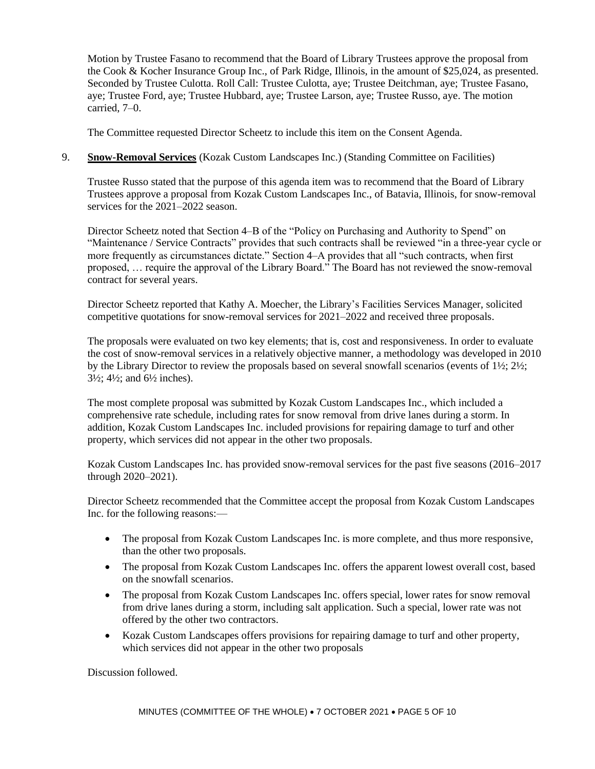Motion by Trustee Fasano to recommend that the Board of Library Trustees approve the proposal from the Cook & Kocher Insurance Group Inc., of Park Ridge, Illinois, in the amount of $25,024, as presented. Seconded by Trustee Culotta. Roll Call: Trustee Culotta, aye; Trustee Deitchman, aye; Trustee Fasano, aye; Trustee Ford, aye; Trustee Hubbard, aye; Trustee Larson, aye; Trustee Russo, aye. The motion carried, 7–0.

The Committee requested Director Scheetz to include this item on the Consent Agenda.

9. **Snow-Removal Services** (Kozak Custom Landscapes Inc.) (Standing Committee on Facilities)

Trustee Russo stated that the purpose of this agenda item was to recommend that the Board of Library Trustees approve a proposal from Kozak Custom Landscapes Inc., of Batavia, Illinois, for snow-removal services for the 2021–2022 season.

Director Scheetz noted that Section 4–B of the "Policy on Purchasing and Authority to Spend" on "Maintenance / Service Contracts" provides that such contracts shall be reviewed "in a three-year cycle or more frequently as circumstances dictate." Section 4–A provides that all "such contracts, when first proposed, … require the approval of the Library Board." The Board has not reviewed the snow-removal contract for several years.

Director Scheetz reported that Kathy A. Moecher, the Library's Facilities Services Manager, solicited competitive quotations for snow-removal services for 2021–2022 and received three proposals.

The proposals were evaluated on two key elements; that is, cost and responsiveness. In order to evaluate the cost of snow-removal services in a relatively objective manner, a methodology was developed in 2010 by the Library Director to review the proposals based on several snowfall scenarios (events of 1½; 2½; 3½; 4½; and 6½ inches).

The most complete proposal was submitted by Kozak Custom Landscapes Inc., which included a comprehensive rate schedule, including rates for snow removal from drive lanes during a storm. In addition, Kozak Custom Landscapes Inc. included provisions for repairing damage to turf and other property, which services did not appear in the other two proposals.

Kozak Custom Landscapes Inc. has provided snow-removal services for the past five seasons (2016–2017 through 2020–2021).

Director Scheetz recommended that the Committee accept the proposal from Kozak Custom Landscapes Inc. for the following reasons:—

- The proposal from Kozak Custom Landscapes Inc. is more complete, and thus more responsive, than the other two proposals.
- The proposal from Kozak Custom Landscapes Inc. offers the apparent lowest overall cost, based on the snowfall scenarios.
- The proposal from Kozak Custom Landscapes Inc. offers special, lower rates for snow removal from drive lanes during a storm, including salt application. Such a special, lower rate was not offered by the other two contractors.
- Kozak Custom Landscapes offers provisions for repairing damage to turf and other property, which services did not appear in the other two proposals

Discussion followed.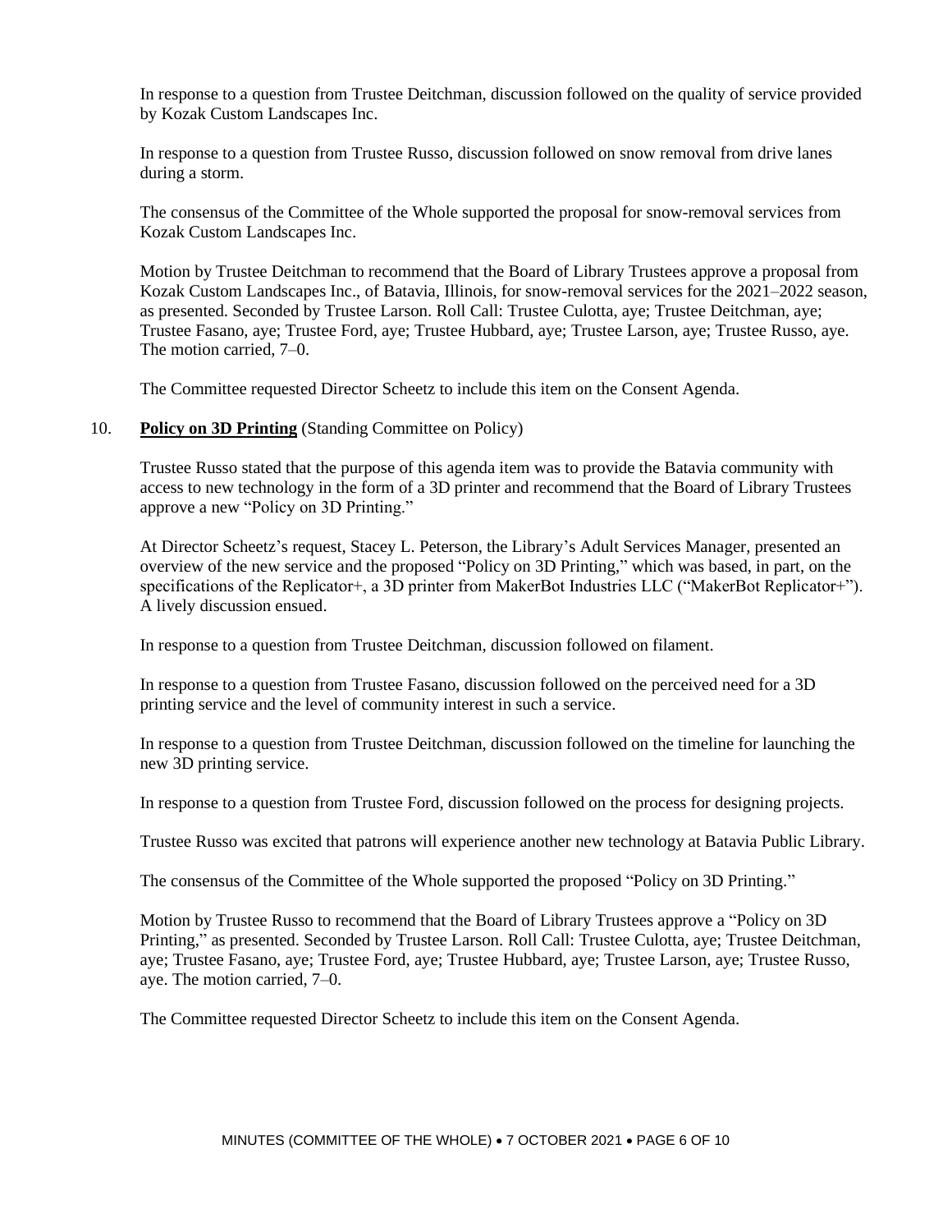In response to a question from Trustee Deitchman, discussion followed on the quality of service provided by Kozak Custom Landscapes Inc.

In response to a question from Trustee Russo, discussion followed on snow removal from drive lanes during a storm.

The consensus of the Committee of the Whole supported the proposal for snow-removal services from Kozak Custom Landscapes Inc.

Motion by Trustee Deitchman to recommend that the Board of Library Trustees approve a proposal from Kozak Custom Landscapes Inc., of Batavia, Illinois, for snow-removal services for the 2021–2022 season, as presented. Seconded by Trustee Larson. Roll Call: Trustee Culotta, aye; Trustee Deitchman, aye; Trustee Fasano, aye; Trustee Ford, aye; Trustee Hubbard, aye; Trustee Larson, aye; Trustee Russo, aye. The motion carried, 7–0.

The Committee requested Director Scheetz to include this item on the Consent Agenda.

10. **Policy on 3D Printing** (Standing Committee on Policy)

Trustee Russo stated that the purpose of this agenda item was to provide the Batavia community with access to new technology in the form of a 3D printer and recommend that the Board of Library Trustees approve a new "Policy on 3D Printing."

At Director Scheetz's request, Stacey L. Peterson, the Library's Adult Services Manager, presented an overview of the new service and the proposed "Policy on 3D Printing," which was based, in part, on the specifications of the Replicator+, a 3D printer from MakerBot Industries LLC ("MakerBot Replicator+"). A lively discussion ensued.

In response to a question from Trustee Deitchman, discussion followed on filament.

In response to a question from Trustee Fasano, discussion followed on the perceived need for a 3D printing service and the level of community interest in such a service.

In response to a question from Trustee Deitchman, discussion followed on the timeline for launching the new 3D printing service.

In response to a question from Trustee Ford, discussion followed on the process for designing projects.

Trustee Russo was excited that patrons will experience another new technology at Batavia Public Library.

The consensus of the Committee of the Whole supported the proposed "Policy on 3D Printing."

Motion by Trustee Russo to recommend that the Board of Library Trustees approve a "Policy on 3D Printing," as presented. Seconded by Trustee Larson. Roll Call: Trustee Culotta, aye; Trustee Deitchman, aye; Trustee Fasano, aye; Trustee Ford, aye; Trustee Hubbard, aye; Trustee Larson, aye; Trustee Russo, aye. The motion carried, 7–0.

The Committee requested Director Scheetz to include this item on the Consent Agenda.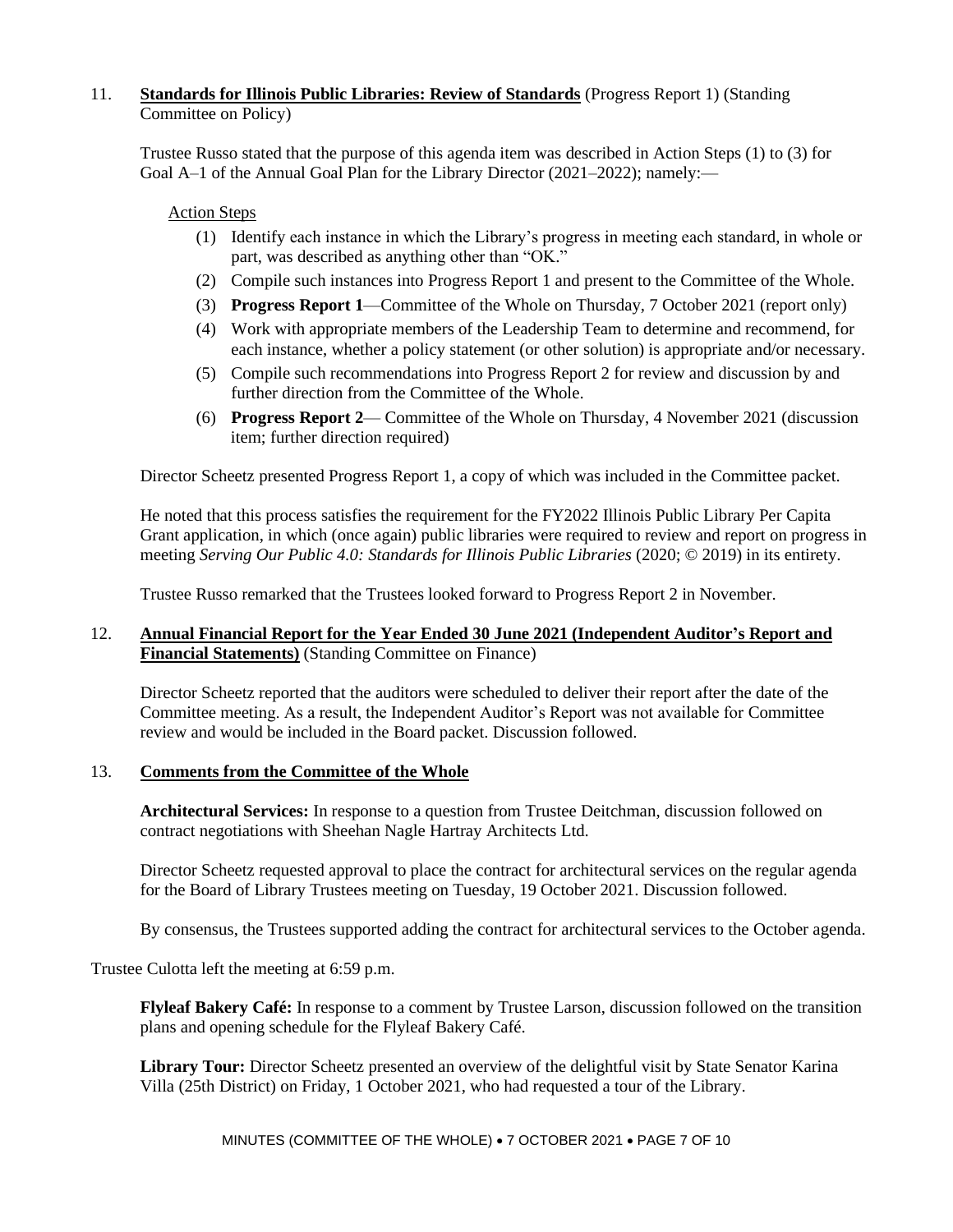11. **Standards for Illinois Public Libraries: Review of Standards** (Progress Report 1) (Standing Committee on Policy)

    Trustee Russo stated that the purpose of this agenda item was described in Action Steps (1) to (3) for Goal A–1 of the Annual Goal Plan for the Library Director (2021–2022); namely:—

    Action Steps

    (1) Identify each instance in which the Library's progress in meeting each standard, in whole or part, was described as anything other than "OK."
    (2) Compile such instances into Progress Report 1 and present to the Committee of the Whole.
    (3) **Progress Report 1**—Committee of the Whole on Thursday, 7 October 2021 (report only)
    (4) Work with appropriate members of the Leadership Team to determine and recommend, for each instance, whether a policy statement (or other solution) is appropriate and/or necessary.
    (5) Compile such recommendations into Progress Report 2 for review and discussion by and further direction from the Committee of the Whole.
    (6) **Progress Report 2**— Committee of the Whole on Thursday, 4 November 2021 (discussion item; further direction required)

    Director Scheetz presented Progress Report 1, a copy of which was included in the Committee packet.

    He noted that this process satisfies the requirement for the FY2022 Illinois Public Library Per Capita Grant application, in which (once again) public libraries were required to review and report on progress in meeting *Serving Our Public 4.0: Standards for Illinois Public Libraries* (2020; © 2019) in its entirety.

    Trustee Russo remarked that the Trustees looked forward to Progress Report 2 in November.

12. **Annual Financial Report for the Year Ended 30 June 2021 (Independent Auditor's Report and Financial Statements)** (Standing Committee on Finance)

    Director Scheetz reported that the auditors were scheduled to deliver their report after the date of the Committee meeting. As a result, the Independent Auditor's Report was not available for Committee review and would be included in the Board packet. Discussion followed.

13. **Comments from the Committee of the Whole**

    **Architectural Services:** In response to a question from Trustee Deitchman, discussion followed on contract negotiations with Sheehan Nagle Hartray Architects Ltd.

    Director Scheetz requested approval to place the contract for architectural services on the regular agenda for the Board of Library Trustees meeting on Tuesday, 19 October 2021. Discussion followed.

    By consensus, the Trustees supported adding the contract for architectural services to the October agenda.

Trustee Culotta left the meeting at 6:59 p.m.

**Flyleaf Bakery Café:** In response to a comment by Trustee Larson, discussion followed on the transition plans and opening schedule for the Flyleaf Bakery Café.

**Library Tour:** Director Scheetz presented an overview of the delightful visit by State Senator Karina Villa (25th District) on Friday, 1 October 2021, who had requested a tour of the Library.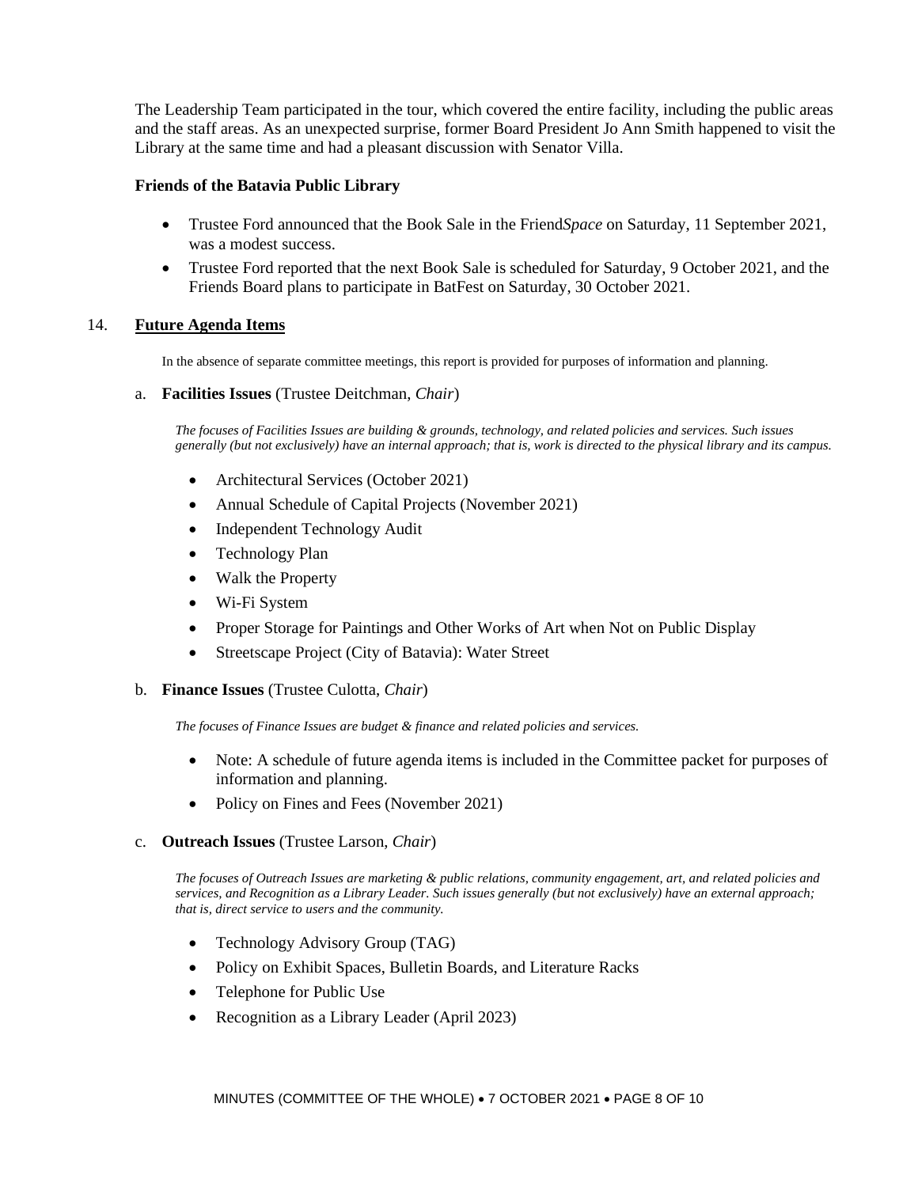The Leadership Team participated in the tour, which covered the entire facility, including the public areas and the staff areas. As an unexpected surprise, former Board President Jo Ann Smith happened to visit the Library at the same time and had a pleasant discussion with Senator Villa.

**Friends of the Batavia Public Library**

- Trustee Ford announced that the Book Sale in the Friend*Space* on Saturday, 11 September 2021, was a modest success.
- Trustee Ford reported that the next Book Sale is scheduled for Saturday, 9 October 2021, and the Friends Board plans to participate in BatFest on Saturday, 30 October 2021.

## 14. Future Agenda Items

In the absence of separate committee meetings, this report is provided for purposes of information and planning.

### a. **Facilities Issues** (Trustee Deitchman, *Chair*)

*The focuses of Facilities Issues are building & grounds, technology, and related policies and services. Such issues generally (but not exclusively) have an internal approach; that is, work is directed to the physical library and its campus.*

- Architectural Services (October 2021)
- Annual Schedule of Capital Projects (November 2021)
- Independent Technology Audit
- Technology Plan
- Walk the Property
- Wi-Fi System
- Proper Storage for Paintings and Other Works of Art when Not on Public Display
- Streetscape Project (City of Batavia): Water Street

### b. **Finance Issues** (Trustee Culotta, *Chair*)

*The focuses of Finance Issues are budget & finance and related policies and services.*

- Note: A schedule of future agenda items is included in the Committee packet for purposes of information and planning.
- Policy on Fines and Fees (November 2021)

### c. **Outreach Issues** (Trustee Larson, *Chair*)

*The focuses of Outreach Issues are marketing & public relations, community engagement, art, and related policies and services, and Recognition as a Library Leader. Such issues generally (but not exclusively) have an external approach; that is, direct service to users and the community.*

- Technology Advisory Group (TAG)
- Policy on Exhibit Spaces, Bulletin Boards, and Literature Racks
- Telephone for Public Use
- Recognition as a Library Leader (April 2023)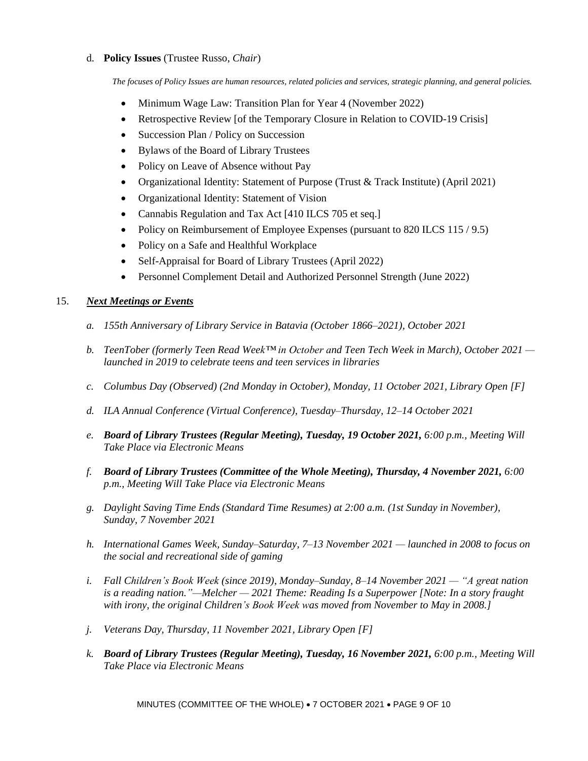d. **Policy Issues** (Trustee Russo, *Chair*)

*The focuses of Policy Issues are human resources, related policies and services, strategic planning, and general policies.*

- Minimum Wage Law: Transition Plan for Year 4 (November 2022)
- Retrospective Review [of the Temporary Closure in Relation to COVID-19 Crisis]
- Succession Plan / Policy on Succession
- Bylaws of the Board of Library Trustees
- Policy on Leave of Absence without Pay
- Organizational Identity: Statement of Purpose (Trust & Track Institute) (April 2021)
- Organizational Identity: Statement of Vision
- Cannabis Regulation and Tax Act [410 ILCS 705 et seq.]
- Policy on Reimbursement of Employee Expenses (pursuant to 820 ILCS 115 / 9.5)
- Policy on a Safe and Healthful Workplace
- Self-Appraisal for Board of Library Trustees (April 2022)
- Personnel Complement Detail and Authorized Personnel Strength (June 2022)

15. ***Next Meetings or Events***

*a. 155th Anniversary of Library Service in Batavia (October 1866–2021), October 2021*

*b. TeenTober (formerly Teen Read Week™ in October and Teen Tech Week in March), October 2021 — launched in 2019 to celebrate teens and teen services in libraries*

*c. Columbus Day (Observed) (2nd Monday in October), Monday, 11 October 2021, Library Open [F]*

*d. ILA Annual Conference (Virtual Conference), Tuesday–Thursday, 12–14 October 2021*

*e. **Board of Library Trustees (Regular Meeting), Tuesday, 19 October 2021,** 6:00 p.m., Meeting Will Take Place via Electronic Means*

*f. **Board of Library Trustees (Committee of the Whole Meeting), Thursday, 4 November 2021,** 6:00 p.m., Meeting Will Take Place via Electronic Means*

*g. Daylight Saving Time Ends (Standard Time Resumes) at 2:00 a.m. (1st Sunday in November), Sunday, 7 November 2021*

*h. International Games Week, Sunday–Saturday, 7–13 November 2021 — launched in 2008 to focus on the social and recreational side of gaming*

*i. Fall Children's Book Week (since 2019), Monday–Sunday, 8–14 November 2021 — "A great nation is a reading nation."—Melcher — 2021 Theme: Reading Is a Superpower [Note: In a story fraught with irony, the original Children's Book Week was moved from November to May in 2008.]*

*j. Veterans Day, Thursday, 11 November 2021, Library Open [F]*

*k. **Board of Library Trustees (Regular Meeting), Tuesday, 16 November 2021,** 6:00 p.m., Meeting Will Take Place via Electronic Means*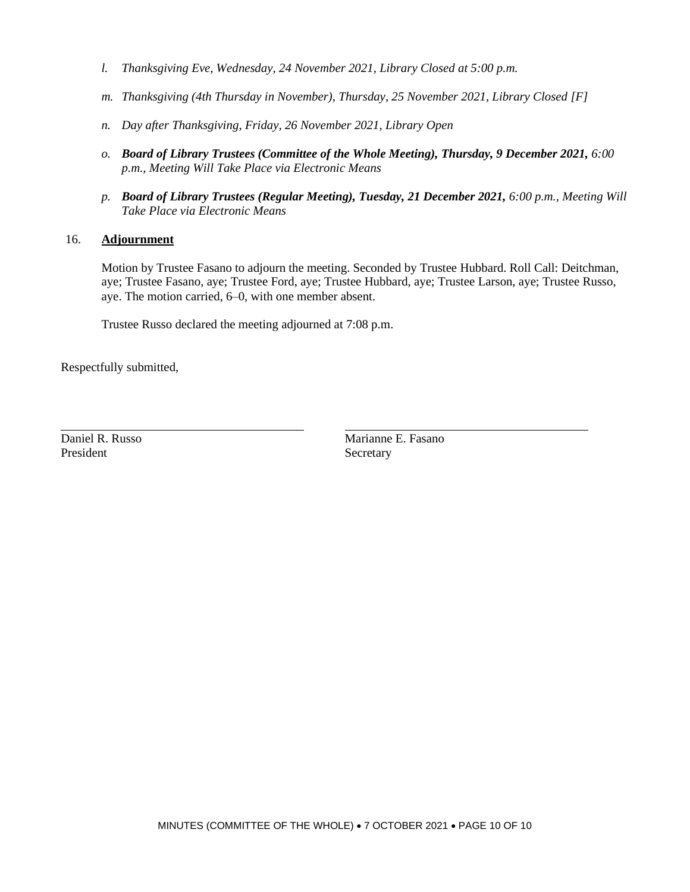*l. Thanksgiving Eve, Wednesday, 24 November 2021, Library Closed at 5:00 p.m.*

*m. Thanksgiving (4th Thursday in November), Thursday, 25 November 2021, Library Closed [F]*

*n. Day after Thanksgiving, Friday, 26 November 2021, Library Open*

*o. **Board of Library Trustees (Committee of the Whole Meeting), Thursday, 9 December 2021,** 6:00 p.m., Meeting Will Take Place via Electronic Means*

*p. **Board of Library Trustees (Regular Meeting), Tuesday, 21 December 2021,** 6:00 p.m., Meeting Will Take Place via Electronic Means*

16. **Adjournment**

Motion by Trustee Fasano to adjourn the meeting. Seconded by Trustee Hubbard. Roll Call: Deitchman, aye; Trustee Fasano, aye; Trustee Ford, aye; Trustee Hubbard, aye; Trustee Larson, aye; Trustee Russo, aye. The motion carried, 6–0, with one member absent.

Trustee Russo declared the meeting adjourned at 7:08 p.m.

Respectfully submitted,

| | |
|---|---|
| Daniel R. Russo | Marianne E. Fasano |
| President | Secretary |